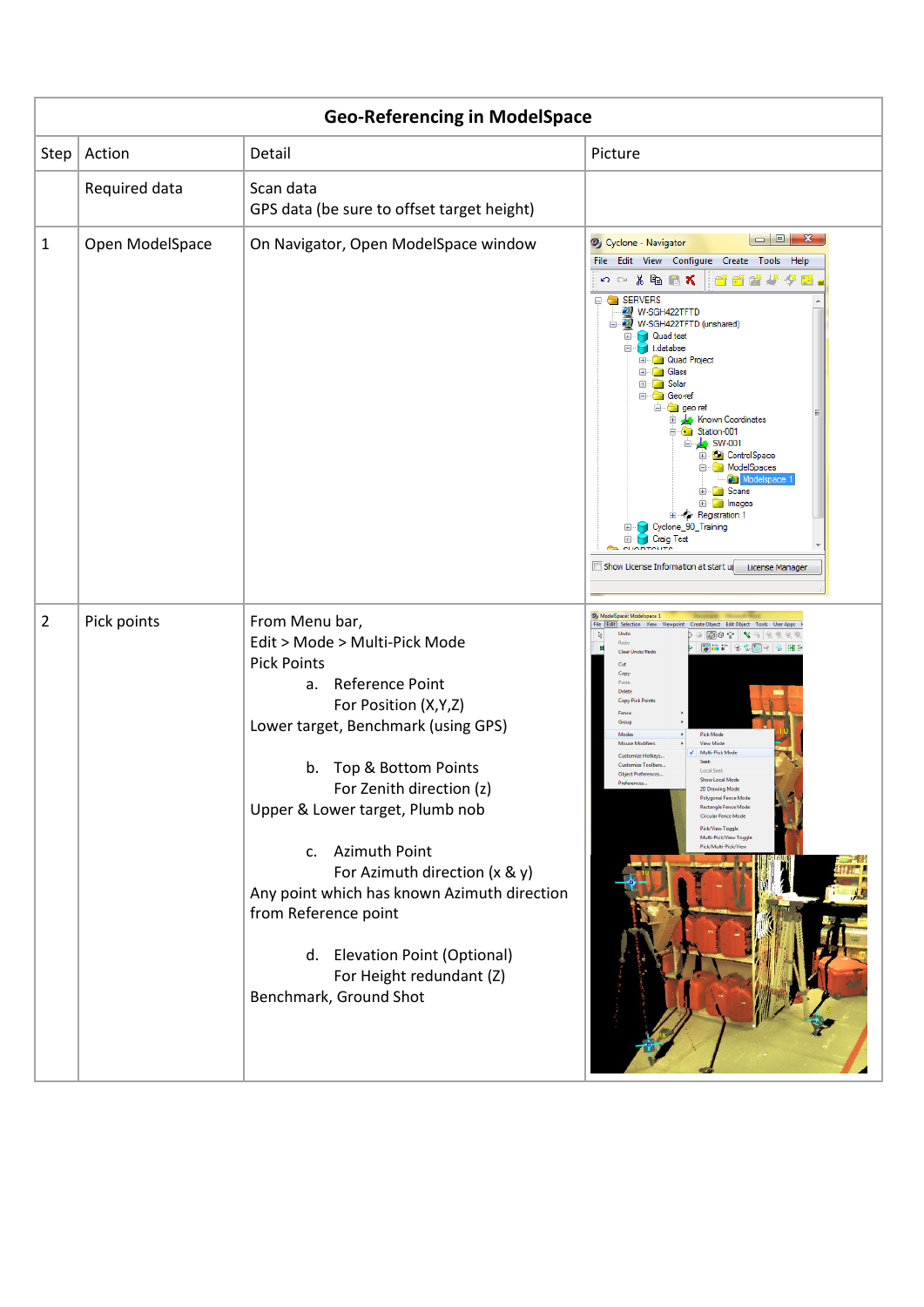| Geo-Referencing in ModelSpace | | | |
|---|---|---|---|
| Step | Action | Detail | Picture |
| | Required data | Scan data<br>GPS data (be sure to offset target height) | |
| 1 | Open ModelSpace | On Navigator, Open ModelSpace window | |
| 2 | Pick points | From Menu bar,<br>Edit > Mode > Multi-Pick Mode<br>Pick Points<br>a. Reference Point<br>For Position (X,Y,Z)<br>Lower target, Benchmark (using GPS)<br><br>b. Top & Bottom Points<br>For Zenith direction (z)<br>Upper & Lower target, Plumb nob<br><br>c. Azimuth Point<br>For Azimuth direction (x & y)<br>Any point which has known Azimuth direction from Reference point<br><br>d. Elevation Point (Optional)<br>For Height redundant (Z)<br>Benchmark, Ground Shot | |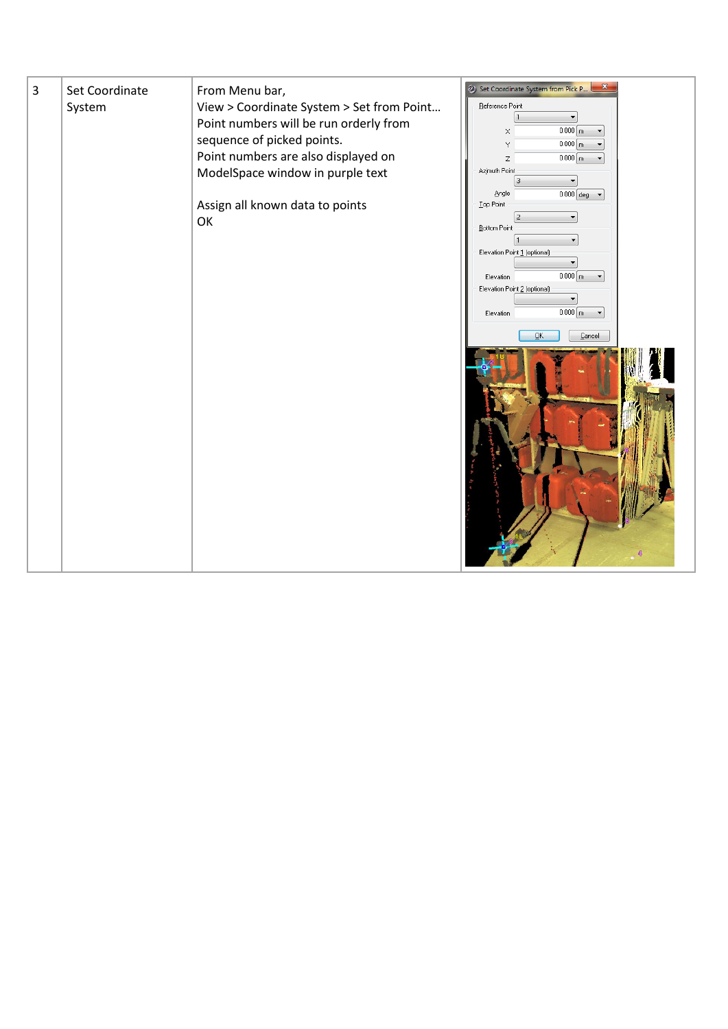| 3 | Set Coordinate System | From Menu bar,<br>View > Coordinate System > Set from Point…<br>Point numbers will be run orderly from sequence of picked points.<br>Point numbers are also displayed on ModelSpace window in purple text<br><br>Assign all known data to points<br>OK | |
|---|---|---|---|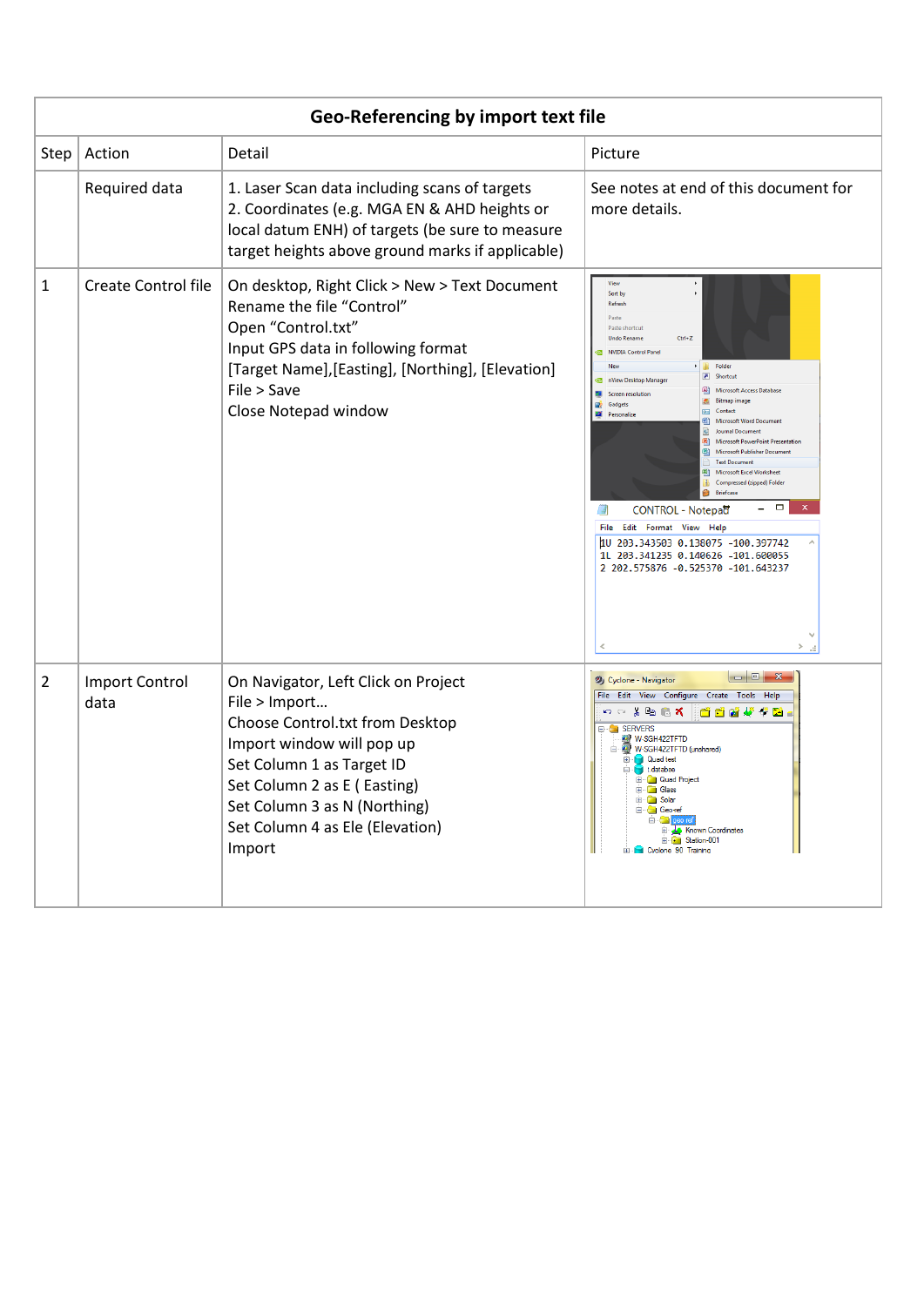| Geo-Referencing by import text file | | | |
|---|---|---|---|
| Step | Action | Detail | Picture |
| | Required data | 1. Laser Scan data including scans of targets<br>2. Coordinates (e.g. MGA EN & AHD heights or local datum ENH) of targets (be sure to measure target heights above ground marks if applicable) | See notes at end of this document for more details. |
| 1 | Create Control file | On desktop, Right Click > New > Text Document<br>Rename the file "Control"<br>Open "Control.txt"<br>Input GPS data in following format<br>[Target Name],[Easting], [Northing], [Elevation]<br>File > Save<br>Close Notepad window | |
| 2 | Import Control data | On Navigator, Left Click on Project<br>File > Import…<br>Choose Control.txt from Desktop<br>Import window will pop up<br>Set Column 1 as Target ID<br>Set Column 2 as E ( Easting)<br>Set Column 3 as N (Northing)<br>Set Column 4 as Ele (Elevation)<br>Import | |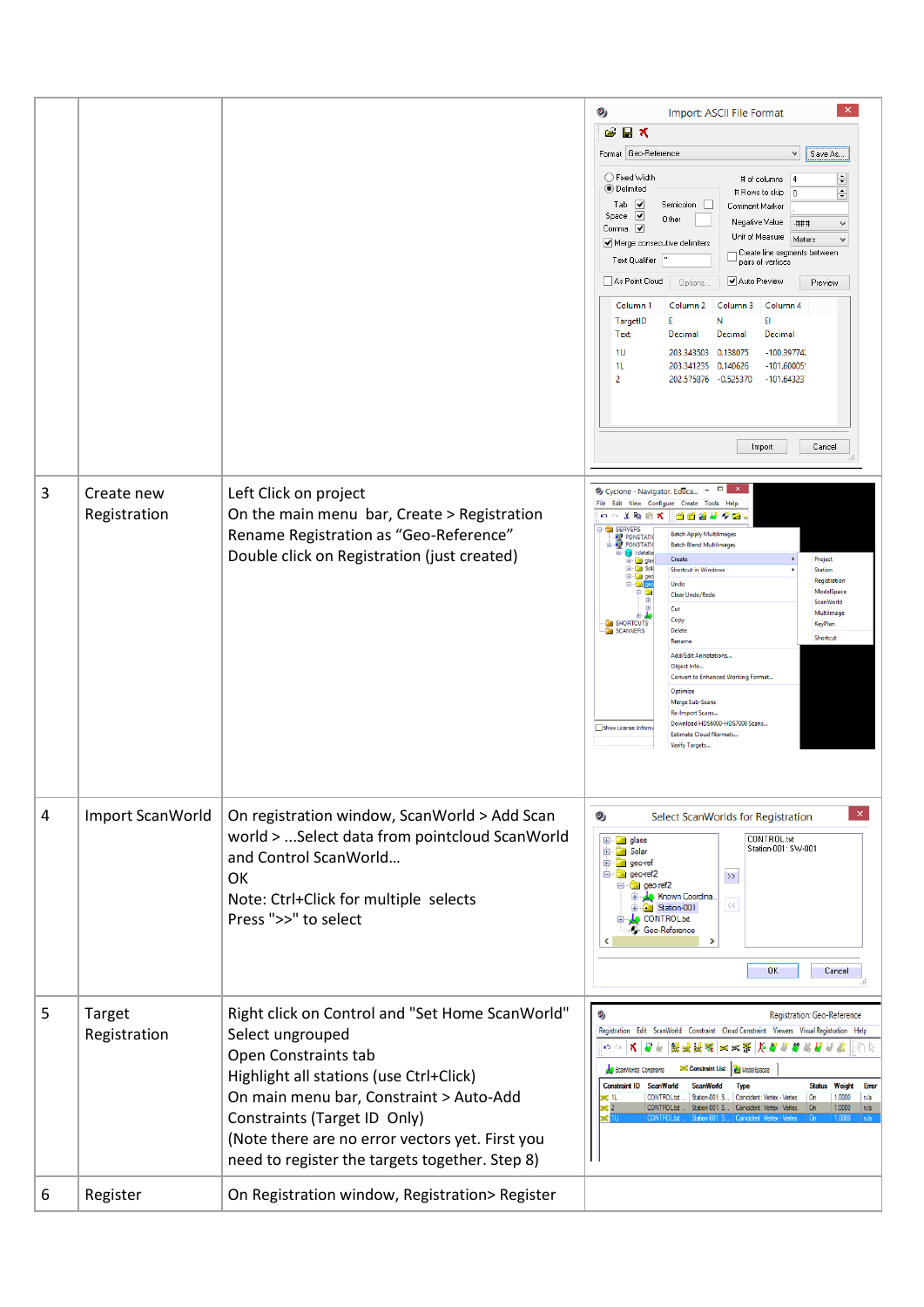| | | | |
|---|---|---|---|
| | | | |
| 3 | Create new Registration | Left Click on project<br>On the main menu bar, Create > Registration<br>Rename Registration as “Geo-Reference”<br>Double click on Registration (just created) | |
| 4 | Import ScanWorld | On registration window, ScanWorld > Add Scan world > ...Select data from pointcloud ScanWorld and Control ScanWorld...<br>OK<br>Note: Ctrl+Click for multiple selects<br>Press ">>" to select | |
| 5 | Target Registration | Right click on Control and "Set Home ScanWorld"<br>Select ungrouped<br>Open Constraints tab<br>Highlight all stations (use Ctrl+Click)<br>On main menu bar, Constraint > Auto-Add Constraints (Target ID Only)<br>(Note there are no error vectors yet. First you need to register the targets together. Step 8) | |
| 6 | Register | On Registration window, Registration> Register | |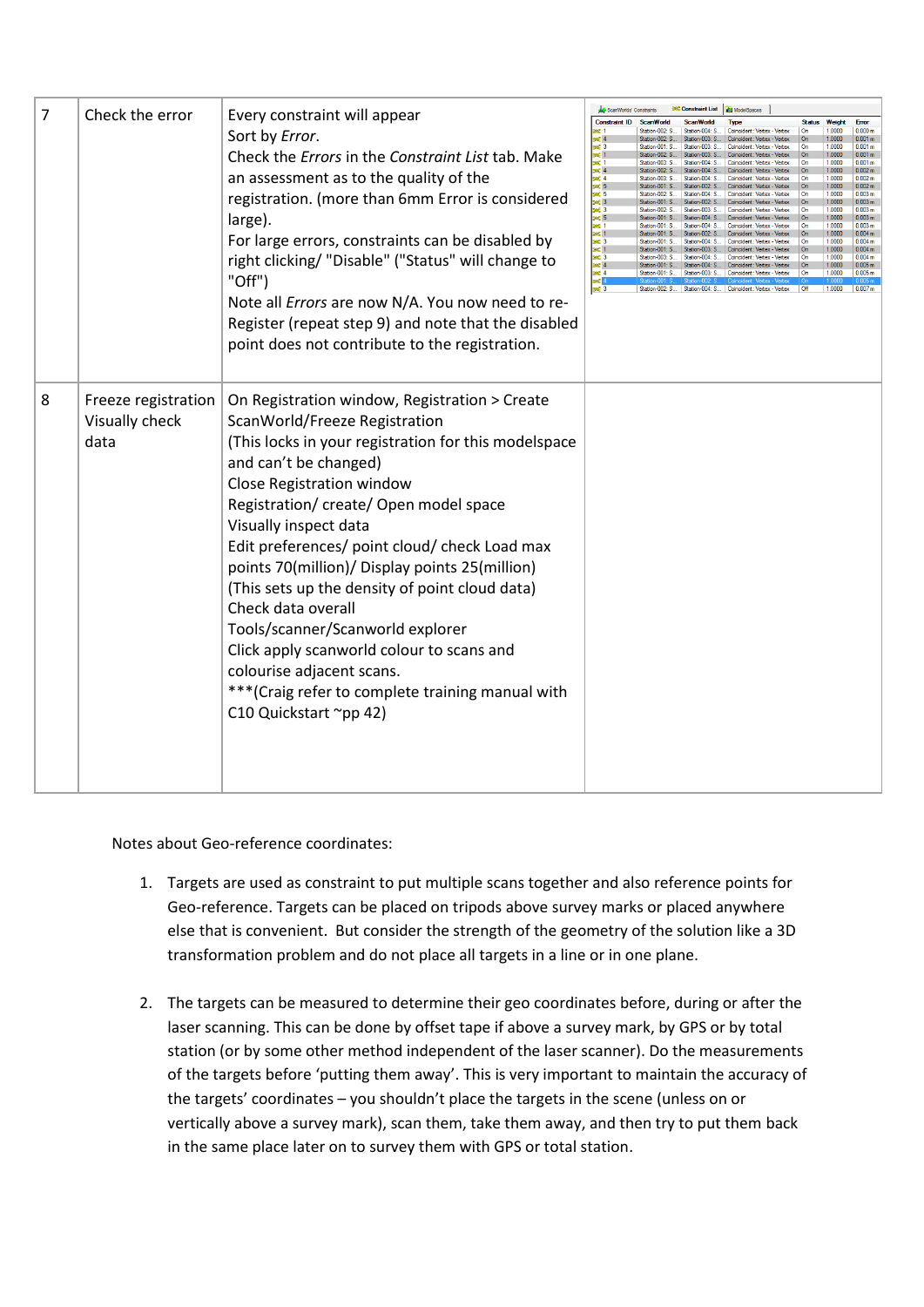| | | | |
|---|---|---|---|
| 7 | Check the error | Every constraint will appear<br>Sort by *Error*.<br>Check the *Errors* in the *Constraint List* tab. Make an assessment as to the quality of the registration. (more than 6mm Error is considered large).<br>For large errors, constraints can be disabled by right clicking/ "Disable" ("Status" will change to "Off")<br>Note all *Errors* are now N/A. You now need to re-Register (repeat step 9) and note that the disabled point does not contribute to the registration. | |
| 8 | Freeze registration<br>Visually check data | On Registration window, Registration > Create ScanWorld/Freeze Registration<br>(This locks in your registration for this modelspace and can't be changed)<br>Close Registration window<br>Registration/ create/ Open model space<br>Visually inspect data<br>Edit preferences/ point cloud/ check Load max points 70(million)/ Display points 25(million)<br>(This sets up the density of point cloud data)<br>Check data overall<br>Tools/scanner/Scanworld explorer<br>Click apply scanworld colour to scans and colourise adjacent scans.<br>***(Craig refer to complete training manual with C10 Quickstart ~pp 42) | |

Notes about Geo-reference coordinates:

1. Targets are used as constraint to put multiple scans together and also reference points for Geo-reference. Targets can be placed on tripods above survey marks or placed anywhere else that is convenient. But consider the strength of the geometry of the solution like a 3D transformation problem and do not place all targets in a line or in one plane.

2. The targets can be measured to determine their geo coordinates before, during or after the laser scanning. This can be done by offset tape if above a survey mark, by GPS or by total station (or by some other method independent of the laser scanner). Do the measurements of the targets before 'putting them away'. This is very important to maintain the accuracy of the targets' coordinates – you shouldn't place the targets in the scene (unless on or vertically above a survey mark), scan them, take them away, and then try to put them back in the same place later on to survey them with GPS or total station.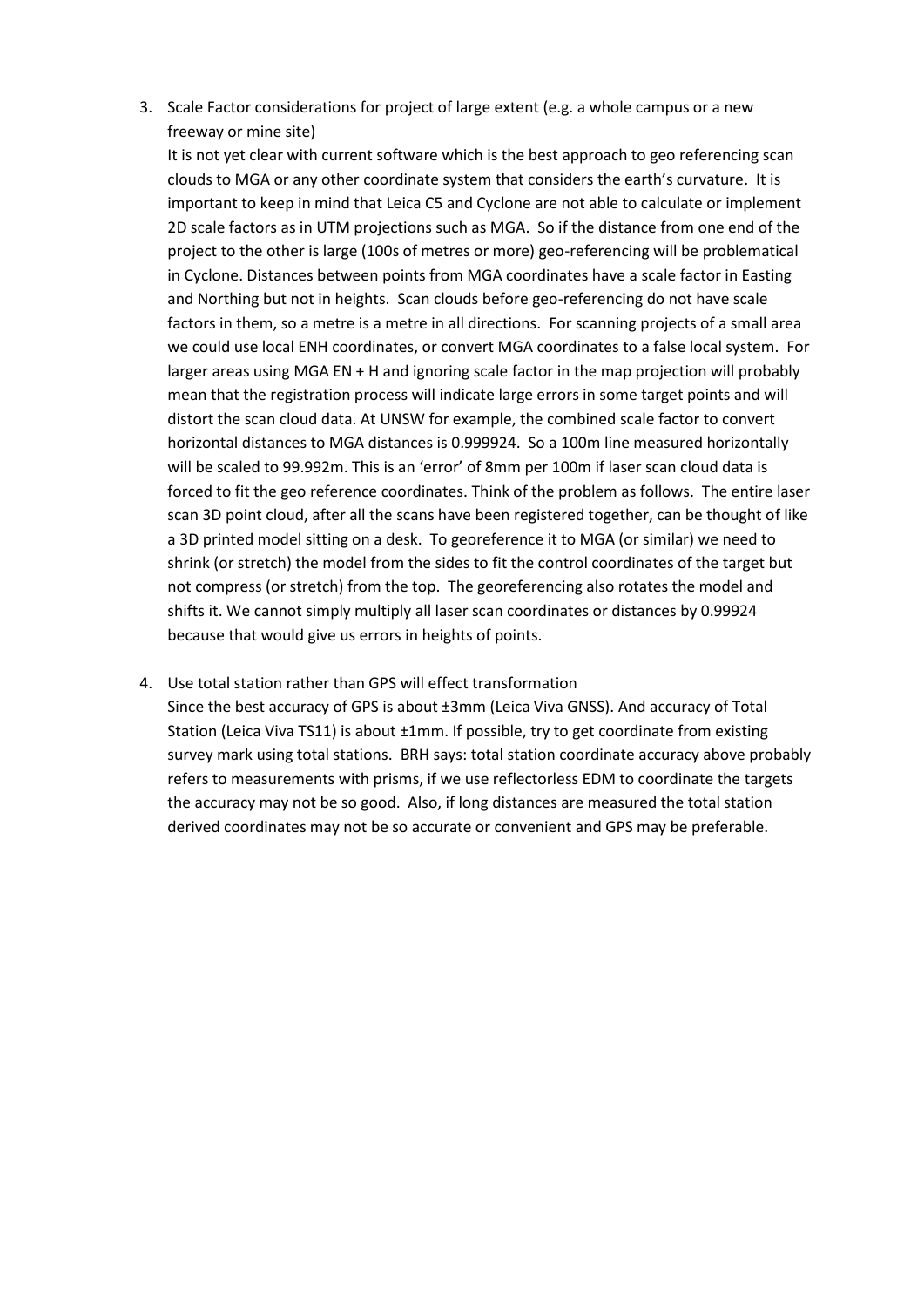3. Scale Factor considerations for project of large extent (e.g. a whole campus or a new freeway or mine site)
   It is not yet clear with current software which is the best approach to geo referencing scan clouds to MGA or any other coordinate system that considers the earth's curvature. It is important to keep in mind that Leica C5 and Cyclone are not able to calculate or implement 2D scale factors as in UTM projections such as MGA. So if the distance from one end of the project to the other is large (100s of metres or more) geo-referencing will be problematical in Cyclone. Distances between points from MGA coordinates have a scale factor in Easting and Northing but not in heights. Scan clouds before geo-referencing do not have scale factors in them, so a metre is a metre in all directions. For scanning projects of a small area we could use local ENH coordinates, or convert MGA coordinates to a false local system. For larger areas using MGA EN + H and ignoring scale factor in the map projection will probably mean that the registration process will indicate large errors in some target points and will distort the scan cloud data. At UNSW for example, the combined scale factor to convert horizontal distances to MGA distances is 0.999924. So a 100m line measured horizontally will be scaled to 99.992m. This is an 'error' of 8mm per 100m if laser scan cloud data is forced to fit the geo reference coordinates. Think of the problem as follows. The entire laser scan 3D point cloud, after all the scans have been registered together, can be thought of like a 3D printed model sitting on a desk. To georeference it to MGA (or similar) we need to shrink (or stretch) the model from the sides to fit the control coordinates of the target but not compress (or stretch) from the top. The georeferencing also rotates the model and shifts it. We cannot simply multiply all laser scan coordinates or distances by 0.99924 because that would give us errors in heights of points.

4. Use total station rather than GPS will effect transformation
   Since the best accuracy of GPS is about ±3mm (Leica Viva GNSS). And accuracy of Total Station (Leica Viva TS11) is about ±1mm. If possible, try to get coordinate from existing survey mark using total stations. BRH says: total station coordinate accuracy above probably refers to measurements with prisms, if we use reflectorless EDM to coordinate the targets the accuracy may not be so good. Also, if long distances are measured the total station derived coordinates may not be so accurate or convenient and GPS may be preferable.